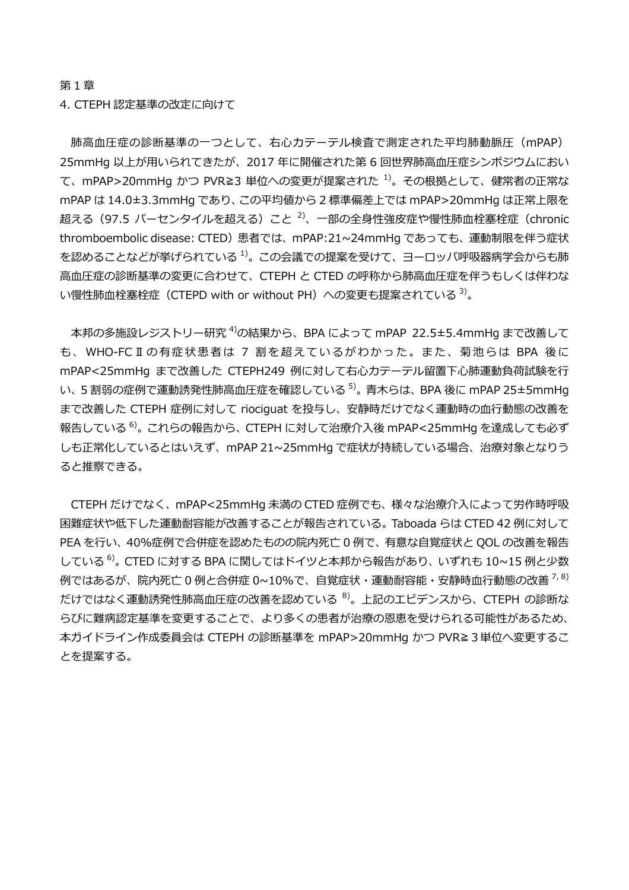第 1 章

# 4. CTEPH 認定基準の改定に向けて

肺高血圧症の診断基準の一つとして、右心カテーテル検査で測定された平均肺動脈圧（mPAP）25mmHg 以上が用いられてきたが、2017 年に開催された第 6 回世界肺高血圧症シンポジウムにおいて、mPAP>20mmHg かつ PVR≧3 単位への変更が提案された[1)]。その根拠として、健常者の正常な mPAP は 14.0±3.3mmHg であり、この平均値から 2 標準偏差上では mPAP>20mmHg は正常上限を超える（97.5 パーセンタイルを超える）こと[2)]、一部の全身性強皮症や慢性肺血栓塞栓症（chronic thromboembolic disease: CTED）患者では、mPAP:21~24mmHg であっても、運動制限を伴う症状を認めることなどが挙げられている[1)]。この会議での提案を受けて、ヨーロッパ呼吸器病学会からも肺高血圧症の診断基準の変更に合わせて、CTEPH と CTED の呼称から肺高血圧症を伴うもしくは伴わない慢性肺血栓塞栓症（CTEPD with or without PH）への変更も提案されている[3)]。

本邦の多施設レジストリー研究[4)]の結果から、BPA によって mPAP 22.5±5.4mmHg まで改善しても、WHO-FC Ⅱ の有症状患者は 7 割を超えているがわかった。また、菊池らは BPA 後に mPAP<25mmHg まで改善した CTEPH249 例に対して右心カテーテル留置下心肺運動負荷試験を行い、5 割弱の症例で運動誘発性肺高血圧症を確認している[5)]。青木らは、BPA 後に mPAP 25±5mmHg まで改善した CTEPH 症例に対して riociguat を投与し、安静時だけでなく運動時の血行動態の改善を報告している[6)]。これらの報告から、CTEPH に対して治療介入後 mPAP<25mmHg を達成しても必ずしも正常化しているとはいえず、mPAP 21~25mmHg で症状が持続している場合、治療対象となりうると推察できる。

CTEPH だけでなく、mPAP<25mmHg 未満の CTED 症例でも、様々な治療介入によって労作時呼吸困難症状や低下した運動耐容能が改善することが報告されている。Taboada らは CTED 42 例に対して PEA を行い、40%症例で合併症を認めたものの院内死亡 0 例で、有意な自覚症状と QOL の改善を報告している[6)]。CTED に対する BPA に関してはドイツと本邦から報告があり、いずれも 10~15 例と少数例ではあるが、院内死亡 0 例と合併症 0~10%で、自覚症状・運動耐容能・安静時血行動態の改善[7, 8)]だけではなく運動誘発性肺高血圧症の改善を認めている[8)]。上記のエビデンスから、CTEPH の診断ならびに難病認定基準を変更することで、より多くの患者が治療の恩恵を受けられる可能性があるため、本ガイドライン作成委員会は CTEPH の診断基準を mPAP>20mmHg かつ PVR≧ 3 単位へ変更することを提案する。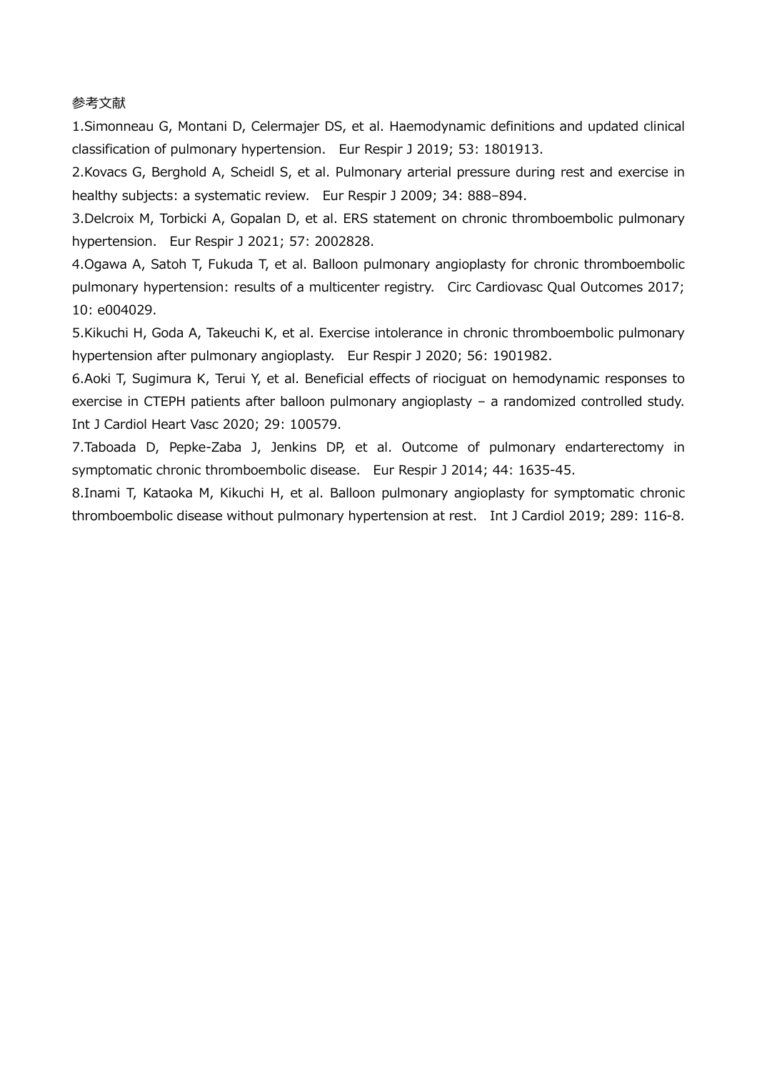参考文献

1.Simonneau G, Montani D, Celermajer DS, et al. Haemodynamic definitions and updated clinical classification of pulmonary hypertension.　Eur Respir J 2019; 53: 1801913.

2.Kovacs G, Berghold A, Scheidl S, et al. Pulmonary arterial pressure during rest and exercise in healthy subjects: a systematic review.　Eur Respir J 2009; 34: 888–894.

3.Delcroix M, Torbicki A, Gopalan D, et al. ERS statement on chronic thromboembolic pulmonary hypertension.　Eur Respir J 2021; 57: 2002828.

4.Ogawa A, Satoh T, Fukuda T, et al. Balloon pulmonary angioplasty for chronic thromboembolic pulmonary hypertension: results of a multicenter registry.　Circ Cardiovasc Qual Outcomes 2017; 10: e004029.

5.Kikuchi H, Goda A, Takeuchi K, et al. Exercise intolerance in chronic thromboembolic pulmonary hypertension after pulmonary angioplasty.　Eur Respir J 2020; 56: 1901982.

6.Aoki T, Sugimura K, Terui Y, et al. Beneficial effects of riociguat on hemodynamic responses to exercise in CTEPH patients after balloon pulmonary angioplasty – a randomized controlled study. Int J Cardiol Heart Vasc 2020; 29: 100579.

7.Taboada D, Pepke-Zaba J, Jenkins DP, et al. Outcome of pulmonary endarterectomy in symptomatic chronic thromboembolic disease.　Eur Respir J 2014; 44: 1635-45.

8.Inami T, Kataoka M, Kikuchi H, et al. Balloon pulmonary angioplasty for symptomatic chronic thromboembolic disease without pulmonary hypertension at rest.　Int J Cardiol 2019; 289: 116-8.